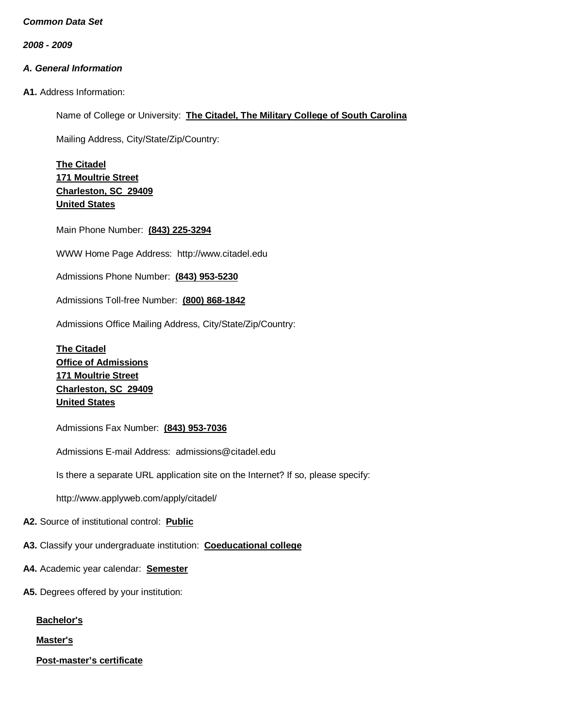*Common Data Set*

*2008 - 2009*

### *A. General Information*

**A1.** Address Information:

Name of College or University: **The Citadel, The Military College of South Carolina**

Mailing Address, City/State/Zip/Country:

**The Citadel**
**171 Moultrie Street**
**Charleston, SC 29409**
**United States**

Main Phone Number: **(843) 225-3294**

WWW Home Page Address: http://www.citadel.edu

Admissions Phone Number: **(843) 953-5230**

Admissions Toll-free Number: **(800) 868-1842**

Admissions Office Mailing Address, City/State/Zip/Country:

**The Citadel**
**Office of Admissions**
**171 Moultrie Street**
**Charleston, SC 29409**
**United States**

Admissions Fax Number: **(843) 953-7036**

Admissions E-mail Address: admissions@citadel.edu

Is there a separate URL application site on the Internet? If so, please specify:

http://www.applyweb.com/apply/citadel/

**A2.** Source of institutional control: **Public**

**A3.** Classify your undergraduate institution: **Coeducational college**

**A4.** Academic year calendar: **Semester**

**A5.** Degrees offered by your institution:

**Bachelor's**

**Master's**

**Post-master's certificate**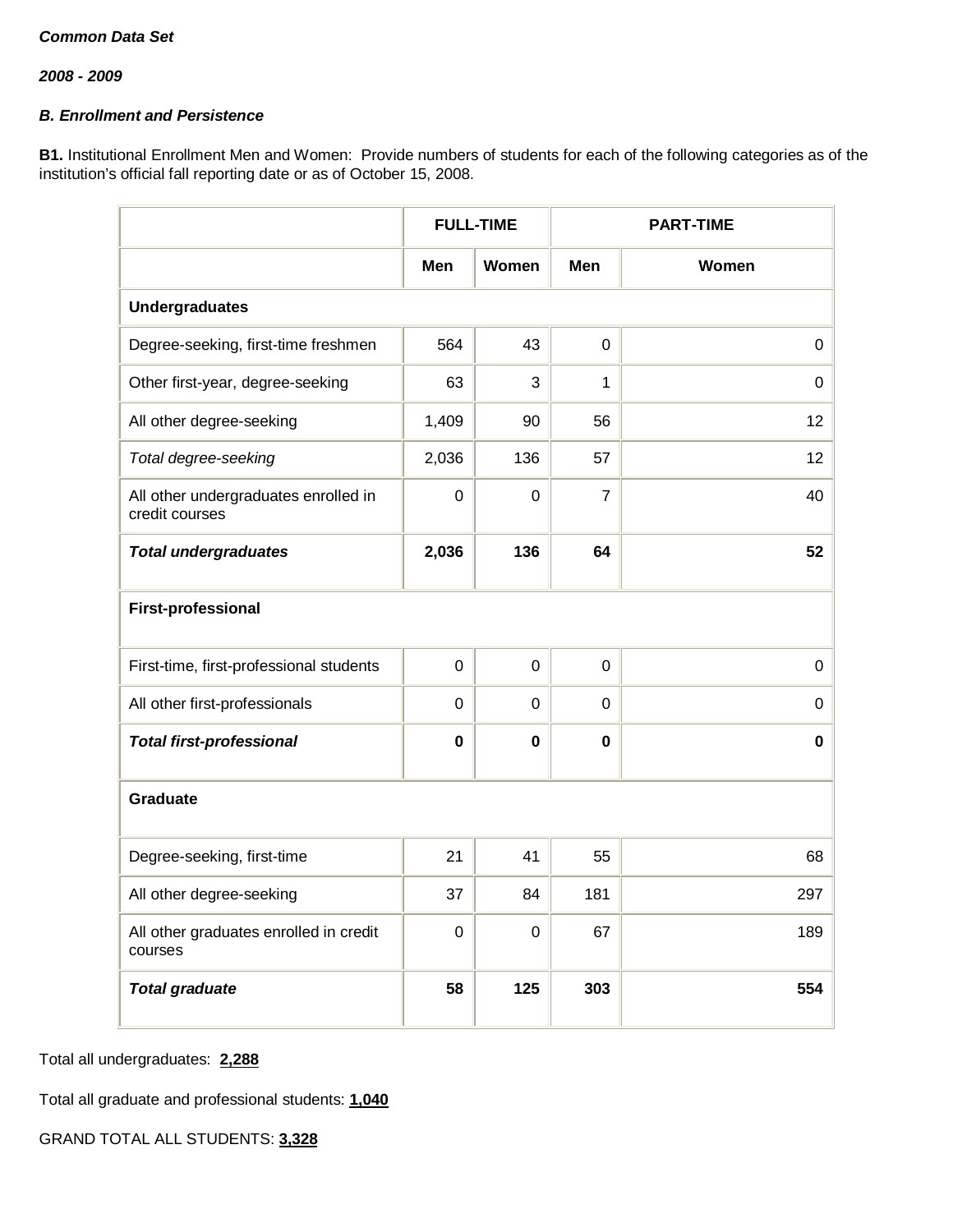***Common Data Set***

***2008 - 2009***

***B. Enrollment and Persistence***

**B1.** Institutional Enrollment Men and Women: Provide numbers of students for each of the following categories as of the institution's official fall reporting date or as of October 15, 2008.

| | FULL-TIME | | PART-TIME | |
|---|---|---|---|---|
| | **Men** | **Women** | **Men** | **Women** |
| **Undergraduates** | | | | |
| Degree-seeking, first-time freshmen | 564 | 43 | 0 | 0 |
| Other first-year, degree-seeking | 63 | 3 | 1 | 0 |
| All other degree-seeking | 1,409 | 90 | 56 | 12 |
| *Total degree-seeking* | 2,036 | 136 | 57 | 12 |
| All other undergraduates enrolled in credit courses | 0 | 0 | 7 | 40 |
| ***Total undergraduates*** | **2,036** | **136** | **64** | **52** |
| **First-professional** | | | | |
| First-time, first-professional students | 0 | 0 | 0 | 0 |
| All other first-professionals | 0 | 0 | 0 | 0 |
| ***Total first-professional*** | **0** | **0** | **0** | **0** |
| **Graduate** | | | | |
| Degree-seeking, first-time | 21 | 41 | 55 | 68 |
| All other degree-seeking | 37 | 84 | 181 | 297 |
| All other graduates enrolled in credit courses | 0 | 0 | 67 | 189 |
| ***Total graduate*** | **58** | **125** | **303** | **554** |

Total all undergraduates: **2,288**

Total all graduate and professional students: **1,040**

GRAND TOTAL ALL STUDENTS: **3,328**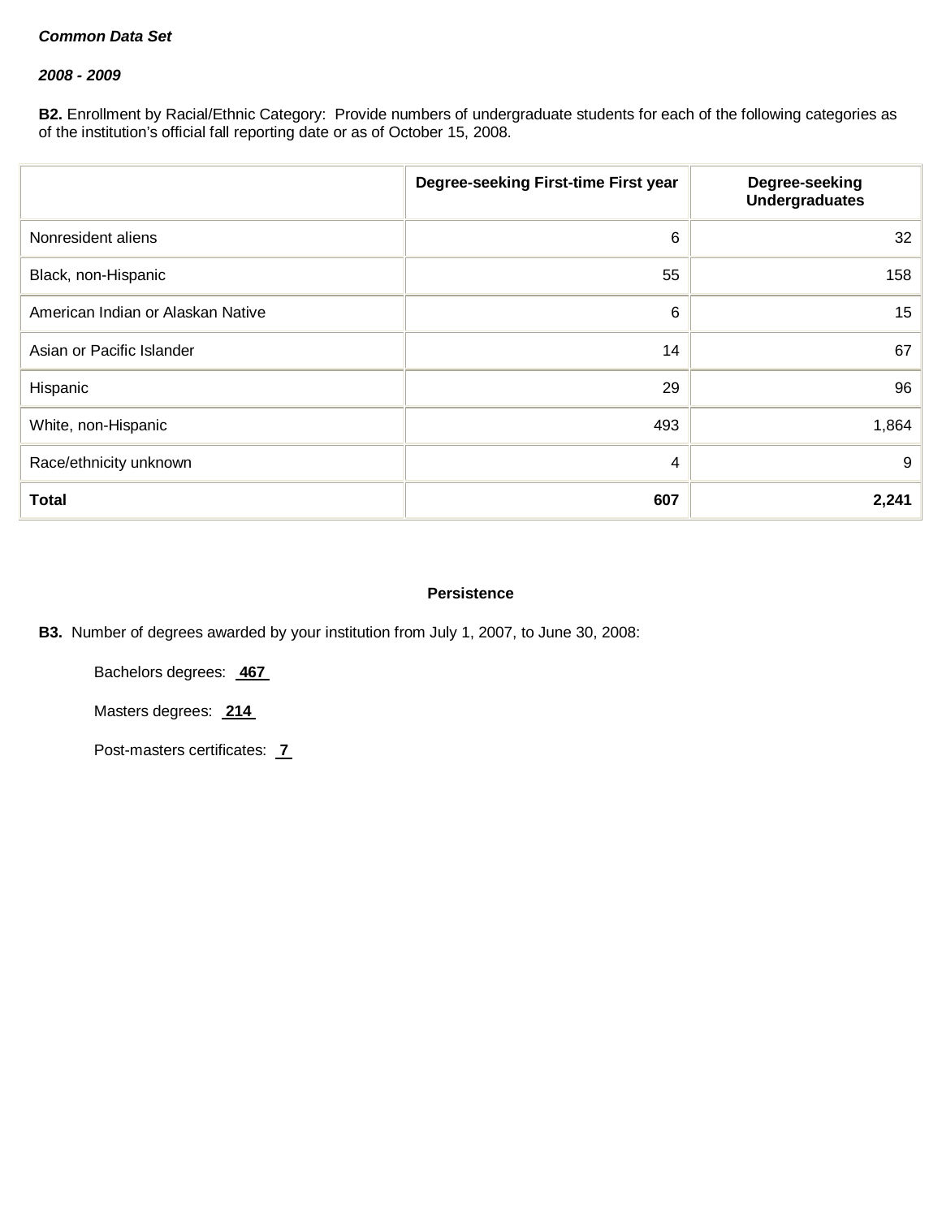***Common Data Set***

***2008 - 2009***

**B2.** Enrollment by Racial/Ethnic Category: Provide numbers of undergraduate students for each of the following categories as of the institution's official fall reporting date or as of October 15, 2008.

| | Degree-seeking First-time First year | Degree-seeking Undergraduates |
|---|---|---|
| Nonresident aliens | 6 | 32 |
| Black, non-Hispanic | 55 | 158 |
| American Indian or Alaskan Native | 6 | 15 |
| Asian or Pacific Islander | 14 | 67 |
| Hispanic | 29 | 96 |
| White, non-Hispanic | 493 | 1,864 |
| Race/ethnicity unknown | 4 | 9 |
| **Total** | **607** | **2,241** |

## Persistence

**B3.** Number of degrees awarded by your institution from July 1, 2007, to June 30, 2008:

Bachelors degrees: **467**

Masters degrees: **214**

Post-masters certificates: **7**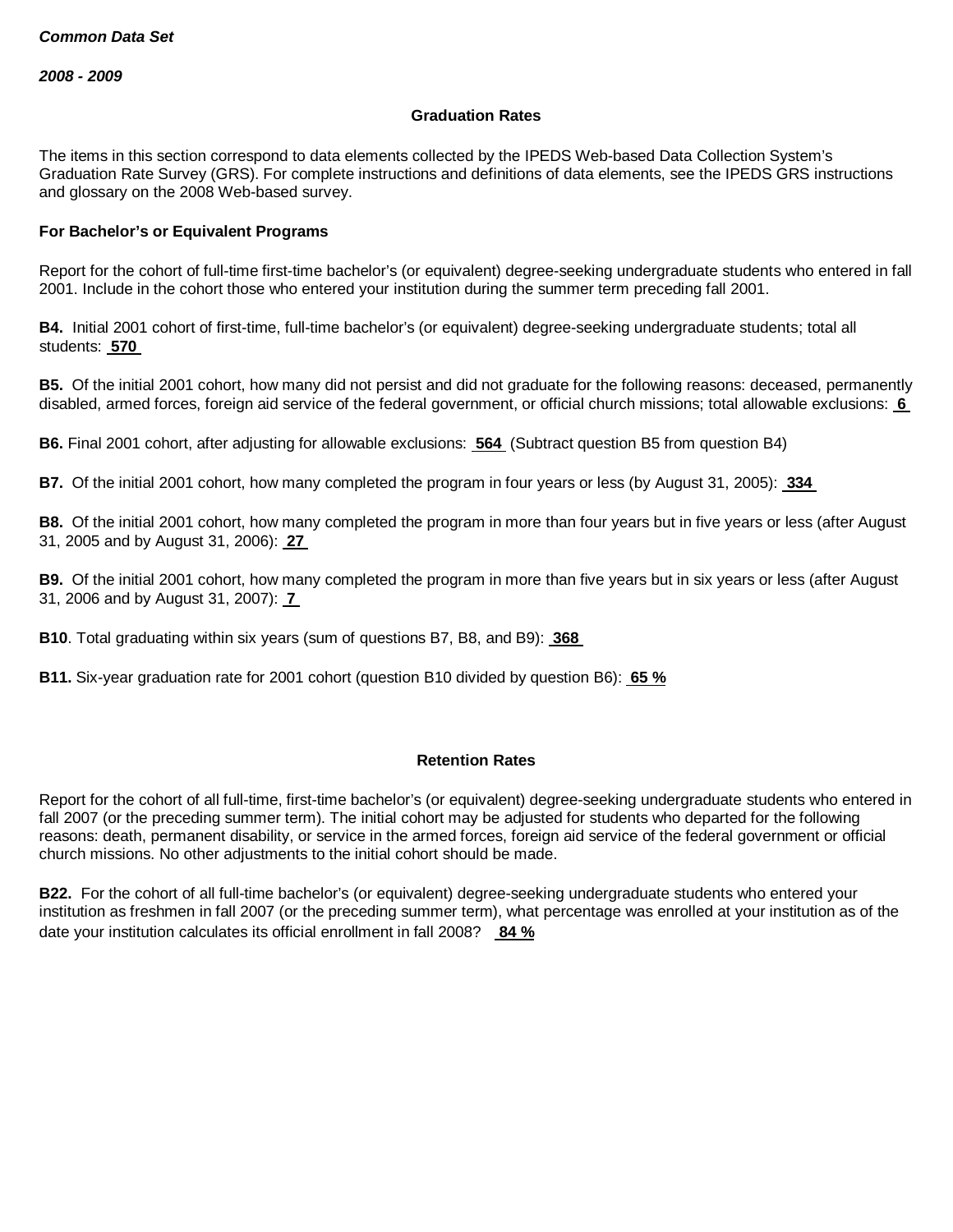*Common Data Set*

*2008 - 2009*

### Graduation Rates

The items in this section correspond to data elements collected by the IPEDS Web-based Data Collection System's Graduation Rate Survey (GRS). For complete instructions and definitions of data elements, see the IPEDS GRS instructions and glossary on the 2008 Web-based survey.

#### For Bachelor's or Equivalent Programs

Report for the cohort of full-time first-time bachelor's (or equivalent) degree-seeking undergraduate students who entered in fall 2001. Include in the cohort those who entered your institution during the summer term preceding fall 2001.

**B4.** Initial 2001 cohort of first-time, full-time bachelor's (or equivalent) degree-seeking undergraduate students; total all students: **570**

**B5.** Of the initial 2001 cohort, how many did not persist and did not graduate for the following reasons: deceased, permanently disabled, armed forces, foreign aid service of the federal government, or official church missions; total allowable exclusions: **6**

**B6.** Final 2001 cohort, after adjusting for allowable exclusions: **564** (Subtract question B5 from question B4)

**B7.** Of the initial 2001 cohort, how many completed the program in four years or less (by August 31, 2005): **334**

**B8.** Of the initial 2001 cohort, how many completed the program in more than four years but in five years or less (after August 31, 2005 and by August 31, 2006): **27**

**B9.** Of the initial 2001 cohort, how many completed the program in more than five years but in six years or less (after August 31, 2006 and by August 31, 2007): **7**

**B10**. Total graduating within six years (sum of questions B7, B8, and B9): **368**

**B11.** Six-year graduation rate for 2001 cohort (question B10 divided by question B6): **65 %**

### Retention Rates

Report for the cohort of all full-time, first-time bachelor's (or equivalent) degree-seeking undergraduate students who entered in fall 2007 (or the preceding summer term). The initial cohort may be adjusted for students who departed for the following reasons: death, permanent disability, or service in the armed forces, foreign aid service of the federal government or official church missions. No other adjustments to the initial cohort should be made.

**B22.** For the cohort of all full-time bachelor's (or equivalent) degree-seeking undergraduate students who entered your institution as freshmen in fall 2007 (or the preceding summer term), what percentage was enrolled at your institution as of the date your institution calculates its official enrollment in fall 2008? **84 %**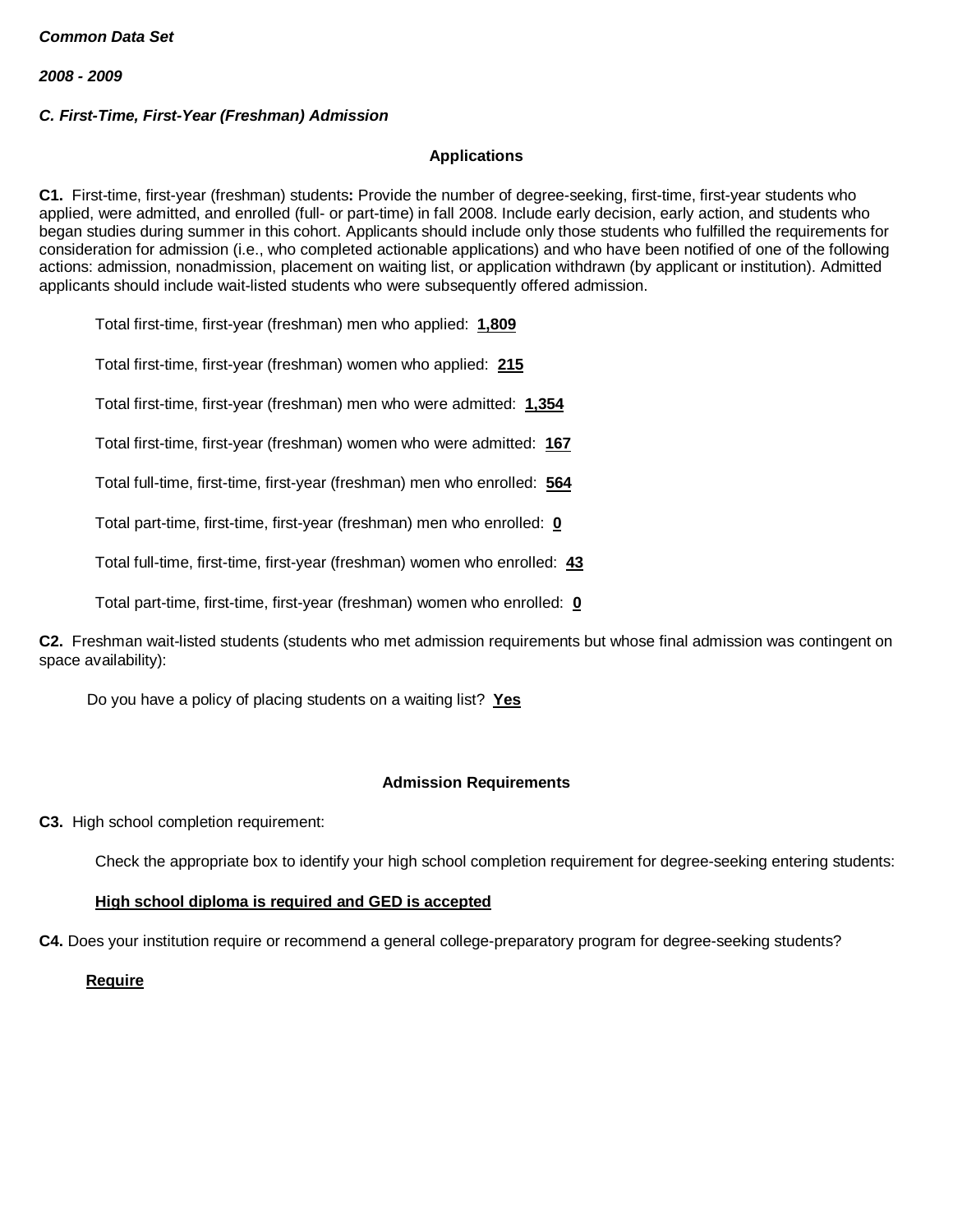***Common Data Set***

***2008 - 2009***

***C. First-Time, First-Year (Freshman) Admission***

**Applications**

**C1.** First-time, first-year (freshman) students**:** Provide the number of degree-seeking, first-time, first-year students who applied, were admitted, and enrolled (full- or part-time) in fall 2008. Include early decision, early action, and students who began studies during summer in this cohort. Applicants should include only those students who fulfilled the requirements for consideration for admission (i.e., who completed actionable applications) and who have been notified of one of the following actions: admission, nonadmission, placement on waiting list, or application withdrawn (by applicant or institution). Admitted applicants should include wait-listed students who were subsequently offered admission.

Total first-time, first-year (freshman) men who applied: **1,809**

Total first-time, first-year (freshman) women who applied: **215**

Total first-time, first-year (freshman) men who were admitted: **1,354**

Total first-time, first-year (freshman) women who were admitted: **167**

Total full-time, first-time, first-year (freshman) men who enrolled: **564**

Total part-time, first-time, first-year (freshman) men who enrolled: **0**

Total full-time, first-time, first-year (freshman) women who enrolled: **43**

Total part-time, first-time, first-year (freshman) women who enrolled: **0**

**C2.** Freshman wait-listed students (students who met admission requirements but whose final admission was contingent on space availability):

Do you have a policy of placing students on a waiting list? **Yes**

**Admission Requirements**

**C3.** High school completion requirement:

Check the appropriate box to identify your high school completion requirement for degree-seeking entering students:

**High school diploma is required and GED is accepted**

**C4.** Does your institution require or recommend a general college-preparatory program for degree-seeking students?

**Require**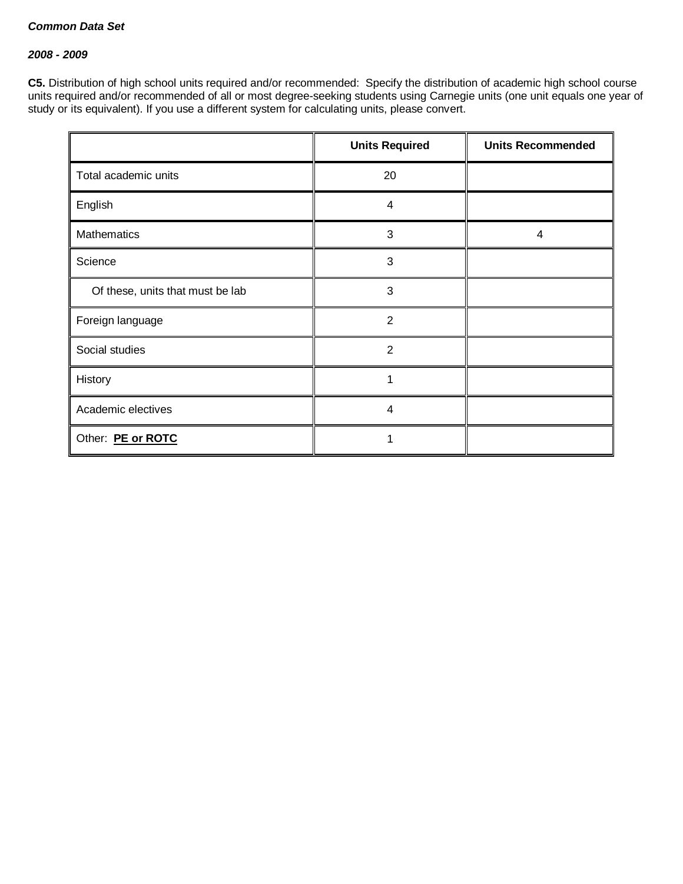***Common Data Set***

***2008 - 2009***

**C5.** Distribution of high school units required and/or recommended: Specify the distribution of academic high school course units required and/or recommended of all or most degree-seeking students using Carnegie units (one unit equals one year of study or its equivalent). If you use a different system for calculating units, please convert.

| | Units Required | Units Recommended |
|---|---|---|
| Total academic units | 20 | |
| English | 4 | |
| Mathematics | 3 | 4 |
| Science | 3 | |
| Of these, units that must be lab | 3 | |
| Foreign language | 2 | |
| Social studies | 2 | |
| History | 1 | |
| Academic electives | 4 | |
| Other: **PE or ROTC** | 1 | |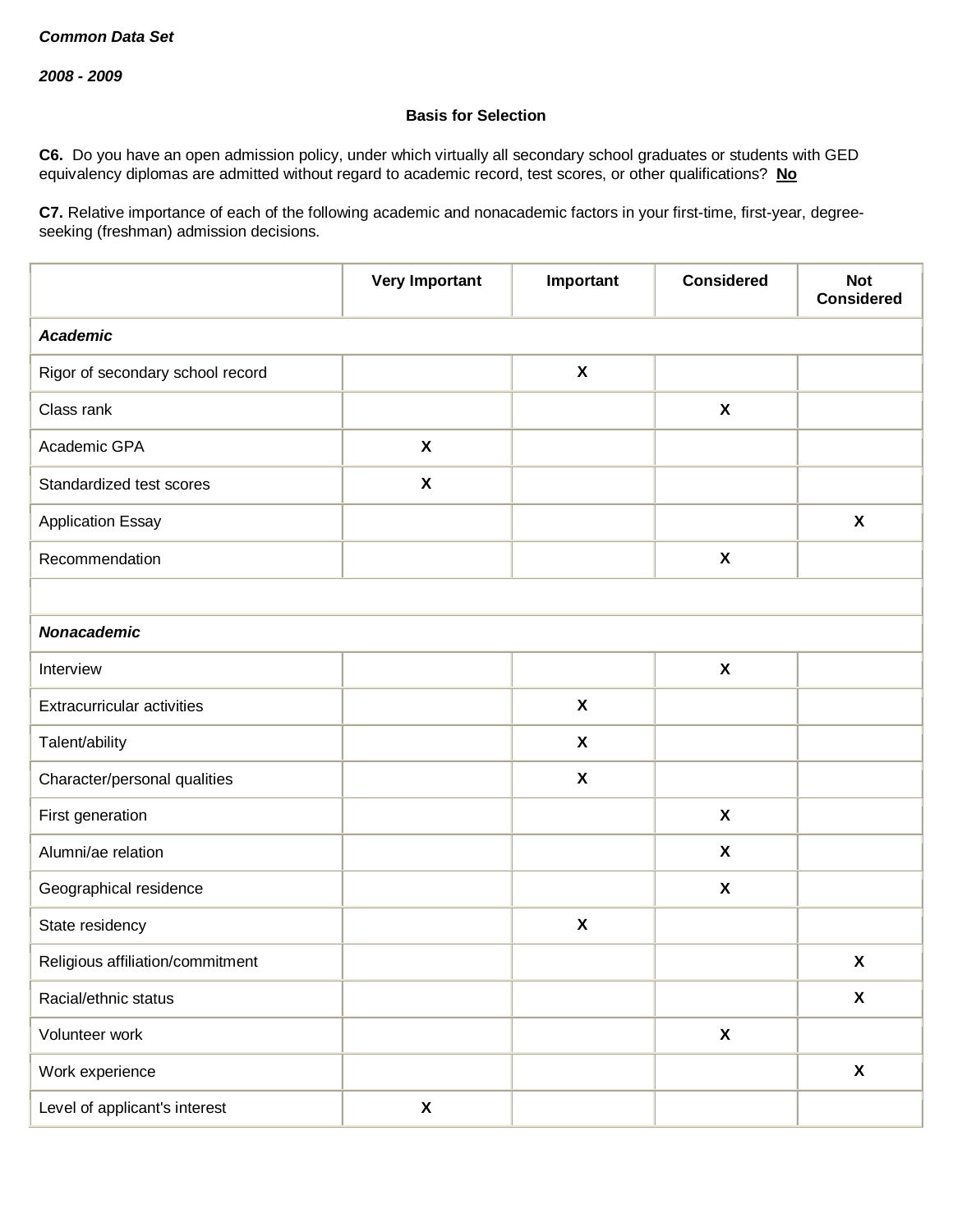***Common Data Set***

***2008 - 2009***

**Basis for Selection**

**C6.** Do you have an open admission policy, under which virtually all secondary school graduates or students with GED equivalency diplomas are admitted without regard to academic record, test scores, or other qualifications? **No**

**C7.** Relative importance of each of the following academic and nonacademic factors in your first-time, first-year, degree-seeking (freshman) admission decisions.

| | Very Important | Important | Considered | Not Considered |
|---|---|---|---|---|
| ***Academic*** | | | | |
| Rigor of secondary school record | | X | | |
| Class rank | | | X | |
| Academic GPA | X | | | |
| Standardized test scores | X | | | |
| Application Essay | | | | X |
| Recommendation | | | X | |
| | | | | |
| ***Nonacademic*** | | | | |
| Interview | | | X | |
| Extracurricular activities | | X | | |
| Talent/ability | | X | | |
| Character/personal qualities | | X | | |
| First generation | | | X | |
| Alumni/ae relation | | | X | |
| Geographical residence | | | X | |
| State residency | | X | | |
| Religious affiliation/commitment | | | | X |
| Racial/ethnic status | | | | X |
| Volunteer work | | | X | |
| Work experience | | | | X |
| Level of applicant's interest | X | | | |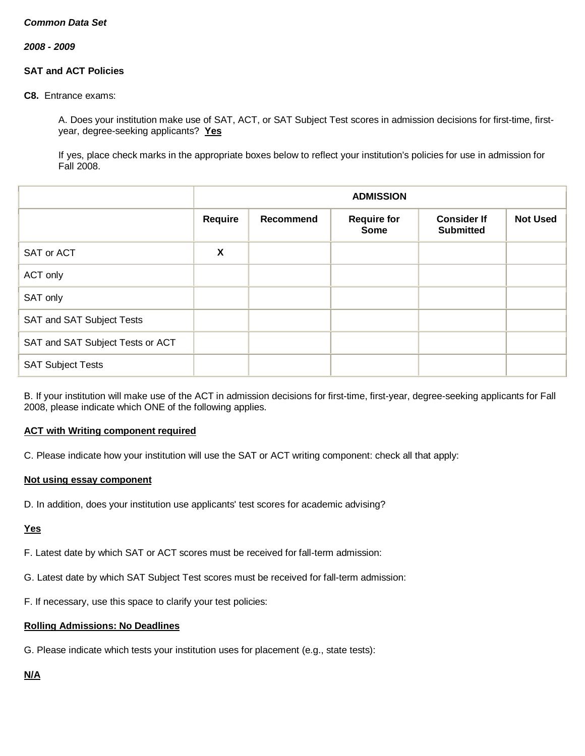***Common Data Set***

***2008 - 2009***

**SAT and ACT Policies**

**C8.** Entrance exams:

A. Does your institution make use of SAT, ACT, or SAT Subject Test scores in admission decisions for first-time, first-year, degree-seeking applicants? **Yes**

If yes, place check marks in the appropriate boxes below to reflect your institution's policies for use in admission for Fall 2008.

| | ADMISSION | | | | |
|---|---|---|---|---|---|
| | **Require** | **Recommend** | **Require for Some** | **Consider If Submitted** | **Not Used** |
| SAT or ACT | **X** | | | | |
| ACT only | | | | | |
| SAT only | | | | | |
| SAT and SAT Subject Tests | | | | | |
| SAT and SAT Subject Tests or ACT | | | | | |
| SAT Subject Tests | | | | | |

B. If your institution will make use of the ACT in admission decisions for first-time, first-year, degree-seeking applicants for Fall 2008, please indicate which ONE of the following applies.

**ACT with Writing component required**

C. Please indicate how your institution will use the SAT or ACT writing component: check all that apply:

**Not using essay component**

D. In addition, does your institution use applicants' test scores for academic advising?

**Yes**

F. Latest date by which SAT or ACT scores must be received for fall-term admission:

G. Latest date by which SAT Subject Test scores must be received for fall-term admission:

F. If necessary, use this space to clarify your test policies:

**Rolling Admissions: No Deadlines**

G. Please indicate which tests your institution uses for placement (e.g., state tests):

**N/A**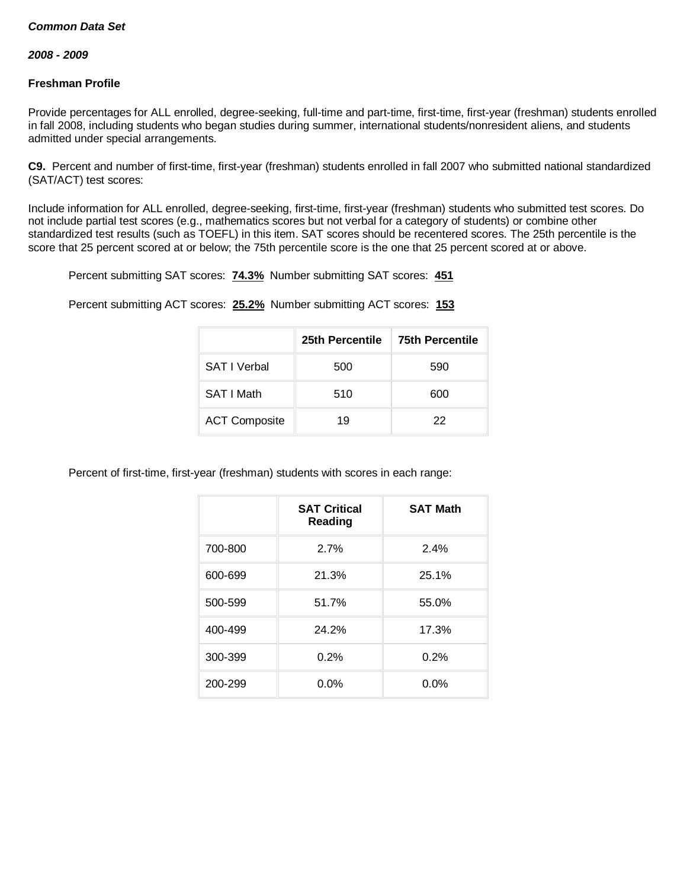***Common Data Set***

***2008 - 2009***

**Freshman Profile**

Provide percentages for ALL enrolled, degree-seeking, full-time and part-time, first-time, first-year (freshman) students enrolled in fall 2008, including students who began studies during summer, international students/nonresident aliens, and students admitted under special arrangements.

**C9.** Percent and number of first-time, first-year (freshman) students enrolled in fall 2007 who submitted national standardized (SAT/ACT) test scores:

Include information for ALL enrolled, degree-seeking, first-time, first-year (freshman) students who submitted test scores. Do not include partial test scores (e.g., mathematics scores but not verbal for a category of students) or combine other standardized test results (such as TOEFL) in this item. SAT scores should be recentered scores. The 25th percentile is the score that 25 percent scored at or below; the 75th percentile score is the one that 25 percent scored at or above.

Percent submitting SAT scores: **74.3%** Number submitting SAT scores: **451**

Percent submitting ACT scores: **25.2%** Number submitting ACT scores: **153**

| | 25th Percentile | 75th Percentile |
|---|---|---|
| SAT I Verbal | 500 | 590 |
| SAT I Math | 510 | 600 |
| ACT Composite | 19 | 22 |

Percent of first-time, first-year (freshman) students with scores in each range:

| | SAT Critical Reading | SAT Math |
|---|---|---|
| 700-800 | 2.7% | 2.4% |
| 600-699 | 21.3% | 25.1% |
| 500-599 | 51.7% | 55.0% |
| 400-499 | 24.2% | 17.3% |
| 300-399 | 0.2% | 0.2% |
| 200-299 | 0.0% | 0.0% |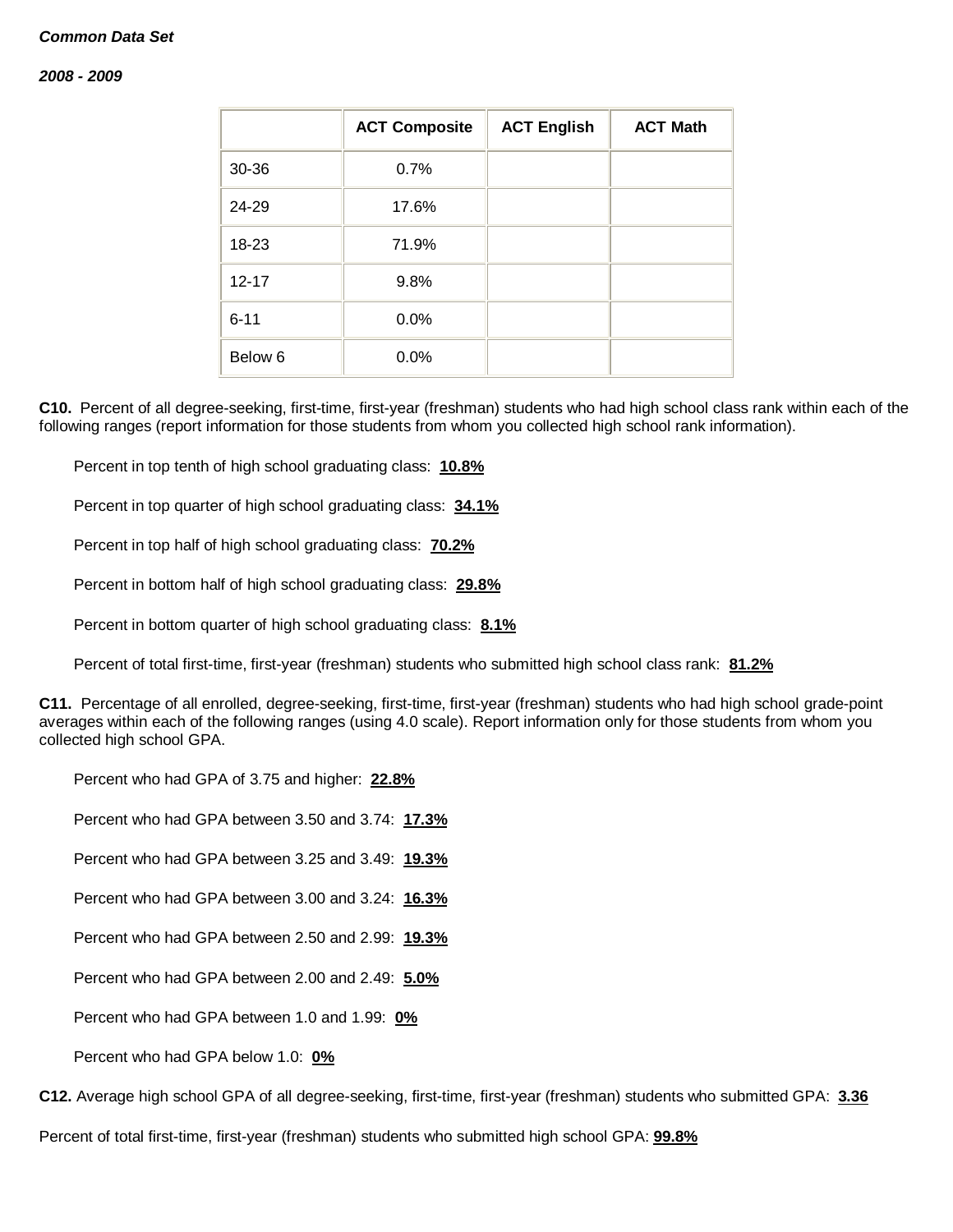***Common Data Set***

***2008 - 2009***

| | ACT Composite | ACT English | ACT Math |
|---|---|---|---|
| 30-36 | 0.7% | | |
| 24-29 | 17.6% | | |
| 18-23 | 71.9% | | |
| 12-17 | 9.8% | | |
| 6-11 | 0.0% | | |
| Below 6 | 0.0% | | |

**C10.** Percent of all degree-seeking, first-time, first-year (freshman) students who had high school class rank within each of the following ranges (report information for those students from whom you collected high school rank information).

Percent in top tenth of high school graduating class: **10.8%**

Percent in top quarter of high school graduating class: **34.1%**

Percent in top half of high school graduating class: **70.2%**

Percent in bottom half of high school graduating class: **29.8%**

Percent in bottom quarter of high school graduating class: **8.1%**

Percent of total first-time, first-year (freshman) students who submitted high school class rank: **81.2%**

**C11.** Percentage of all enrolled, degree-seeking, first-time, first-year (freshman) students who had high school grade-point averages within each of the following ranges (using 4.0 scale). Report information only for those students from whom you collected high school GPA.

Percent who had GPA of 3.75 and higher: **22.8%**

Percent who had GPA between 3.50 and 3.74: **17.3%**

Percent who had GPA between 3.25 and 3.49: **19.3%**

Percent who had GPA between 3.00 and 3.24: **16.3%**

Percent who had GPA between 2.50 and 2.99: **19.3%**

Percent who had GPA between 2.00 and 2.49: **5.0%**

Percent who had GPA between 1.0 and 1.99: **0%**

Percent who had GPA below 1.0: **0%**

**C12.** Average high school GPA of all degree-seeking, first-time, first-year (freshman) students who submitted GPA: **3.36**

Percent of total first-time, first-year (freshman) students who submitted high school GPA: **99.8%**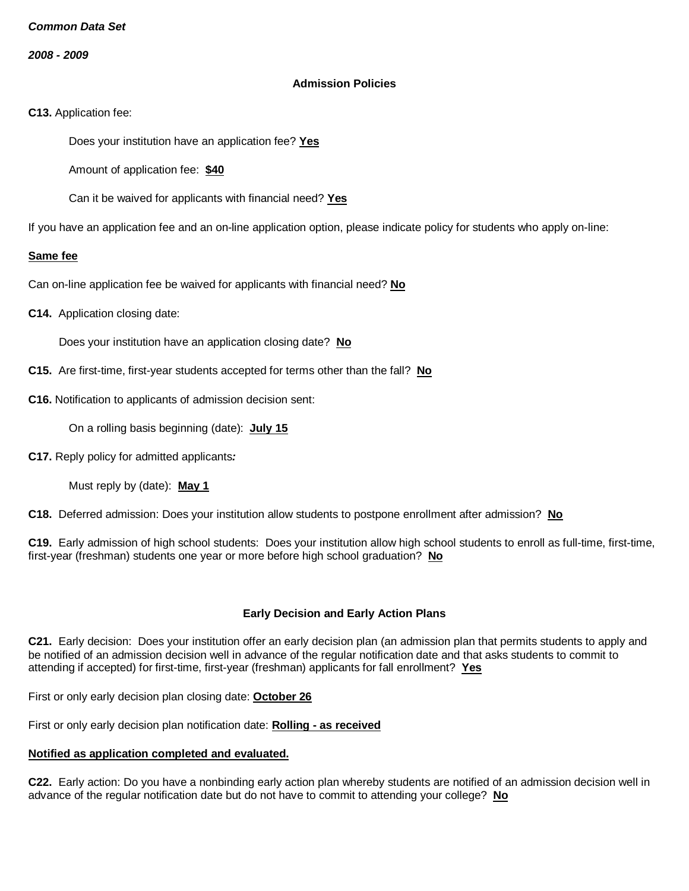*Common Data Set*

*2008 - 2009*

### Admission Policies

**C13.** Application fee:

Does your institution have an application fee? **Yes**

Amount of application fee: **$40**

Can it be waived for applicants with financial need? **Yes**

If you have an application fee and an on-line application option, please indicate policy for students who apply on-line:

**Same fee**

Can on-line application fee be waived for applicants with financial need? **No**

**C14.** Application closing date:

Does your institution have an application closing date? **No**

**C15.** Are first-time, first-year students accepted for terms other than the fall? **No**

**C16.** Notification to applicants of admission decision sent:

On a rolling basis beginning (date): **July 15**

**C17.** Reply policy for admitted applicants***:***

Must reply by (date): **May 1**

**C18.** Deferred admission: Does your institution allow students to postpone enrollment after admission? **No**

**C19.** Early admission of high school students: Does your institution allow high school students to enroll as full-time, first-time, first-year (freshman) students one year or more before high school graduation? **No**

### Early Decision and Early Action Plans

**C21.** Early decision: Does your institution offer an early decision plan (an admission plan that permits students to apply and be notified of an admission decision well in advance of the regular notification date and that asks students to commit to attending if accepted) for first-time, first-year (freshman) applicants for fall enrollment? **Yes**

First or only early decision plan closing date: **October 26**

First or only early decision plan notification date: **Rolling - as received**

**Notified as application completed and evaluated.**

**C22.** Early action: Do you have a nonbinding early action plan whereby students are notified of an admission decision well in advance of the regular notification date but do not have to commit to attending your college? **No**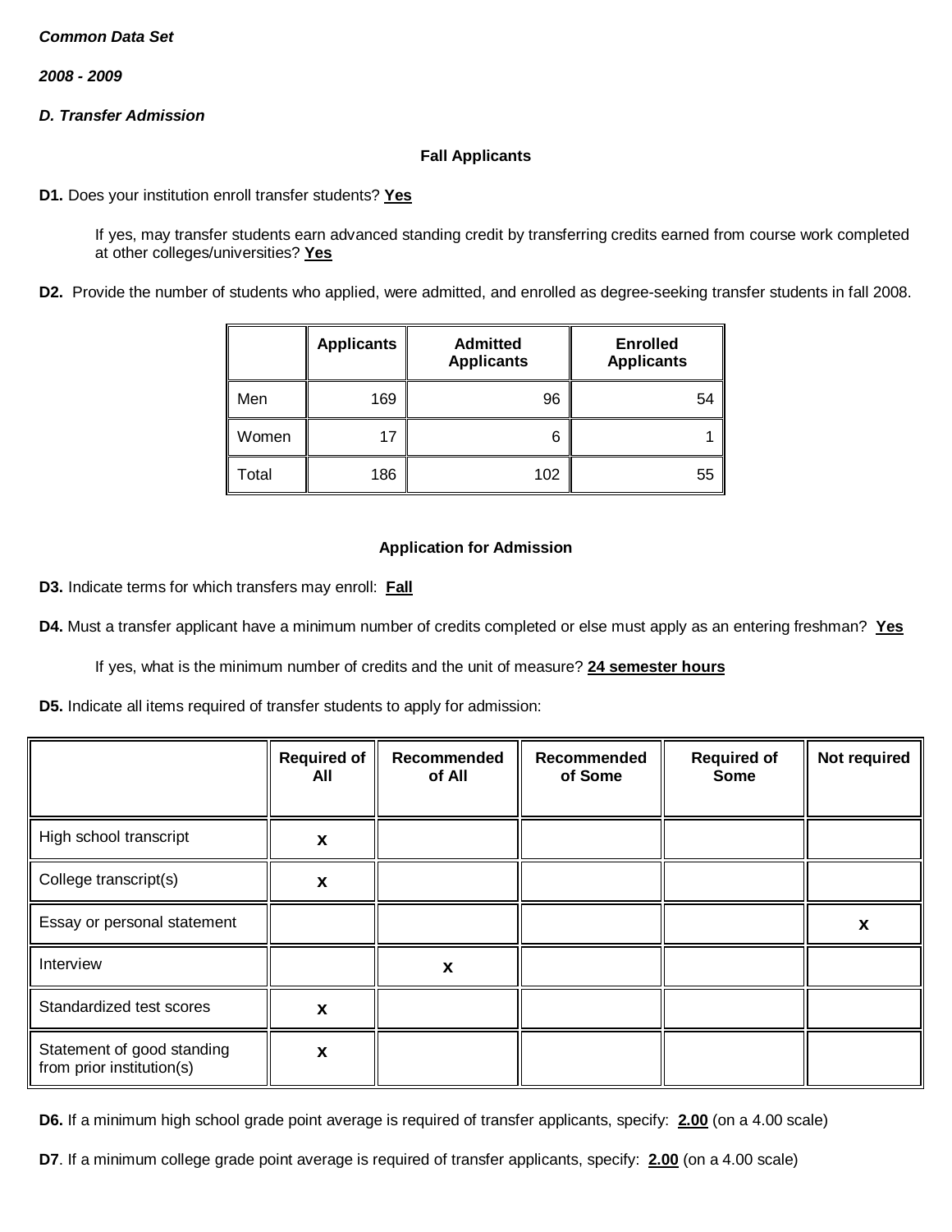***Common Data Set***

***2008 - 2009***

***D. Transfer Admission***

**Fall Applicants**

**D1.** Does your institution enroll transfer students? **Yes**

If yes, may transfer students earn advanced standing credit by transferring credits earned from course work completed at other colleges/universities? **Yes**

**D2.** Provide the number of students who applied, were admitted, and enrolled as degree-seeking transfer students in fall 2008.

| | Applicants | Admitted Applicants | Enrolled Applicants |
|---|---|---|---|
| Men | 169 | 96 | 54 |
| Women | 17 | 6 | 1 |
| Total | 186 | 102 | 55 |

**Application for Admission**

**D3.** Indicate terms for which transfers may enroll: **Fall**

**D4.** Must a transfer applicant have a minimum number of credits completed or else must apply as an entering freshman? **Yes**

If yes, what is the minimum number of credits and the unit of measure? **24 semester hours**

**D5.** Indicate all items required of transfer students to apply for admission:

| | Required of All | Recommended of All | Recommended of Some | Required of Some | Not required |
|---|---|---|---|---|---|
| High school transcript | x | | | | |
| College transcript(s) | x | | | | |
| Essay or personal statement | | | | | x |
| Interview | | x | | | |
| Standardized test scores | x | | | | |
| Statement of good standing from prior institution(s) | x | | | | |

**D6.** If a minimum high school grade point average is required of transfer applicants, specify: **2.00** (on a 4.00 scale)

**D7**. If a minimum college grade point average is required of transfer applicants, specify: **2.00** (on a 4.00 scale)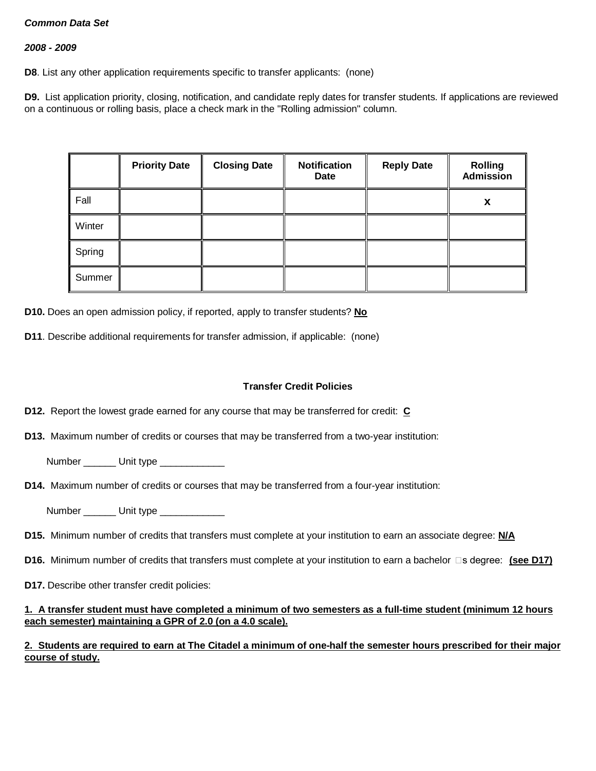***Common Data Set***

***2008 - 2009***

**D8**. List any other application requirements specific to transfer applicants: (none)

**D9.** List application priority, closing, notification, and candidate reply dates for transfer students. If applications are reviewed on a continuous or rolling basis, place a check mark in the "Rolling admission" column.

| | Priority Date | Closing Date | Notification Date | Reply Date | Rolling Admission |
|---|---|---|---|---|---|
| Fall | | | | | **x** |
| Winter | | | | | |
| Spring | | | | | |
| Summer | | | | | |

**D10.** Does an open admission policy, if reported, apply to transfer students? **No**

**D11**. Describe additional requirements for transfer admission, if applicable: (none)

**Transfer Credit Policies**

**D12.** Report the lowest grade earned for any course that may be transferred for credit: **C**

**D13.** Maximum number of credits or courses that may be transferred from a two-year institution:

Number ______ Unit type ____________

**D14.** Maximum number of credits or courses that may be transferred from a four-year institution:

Number ______ Unit type ____________

**D15.** Minimum number of credits that transfers must complete at your institution to earn an associate degree: **N/A**

**D16.** Minimum number of credits that transfers must complete at your institution to earn a bachelor □s degree: **(see D17)**

**D17.** Describe other transfer credit policies:

**1. A transfer student must have completed a minimum of two semesters as a full-time student (minimum 12 hours each semester) maintaining a GPR of 2.0 (on a 4.0 scale).**

**2. Students are required to earn at The Citadel a minimum of one-half the semester hours prescribed for their major course of study.**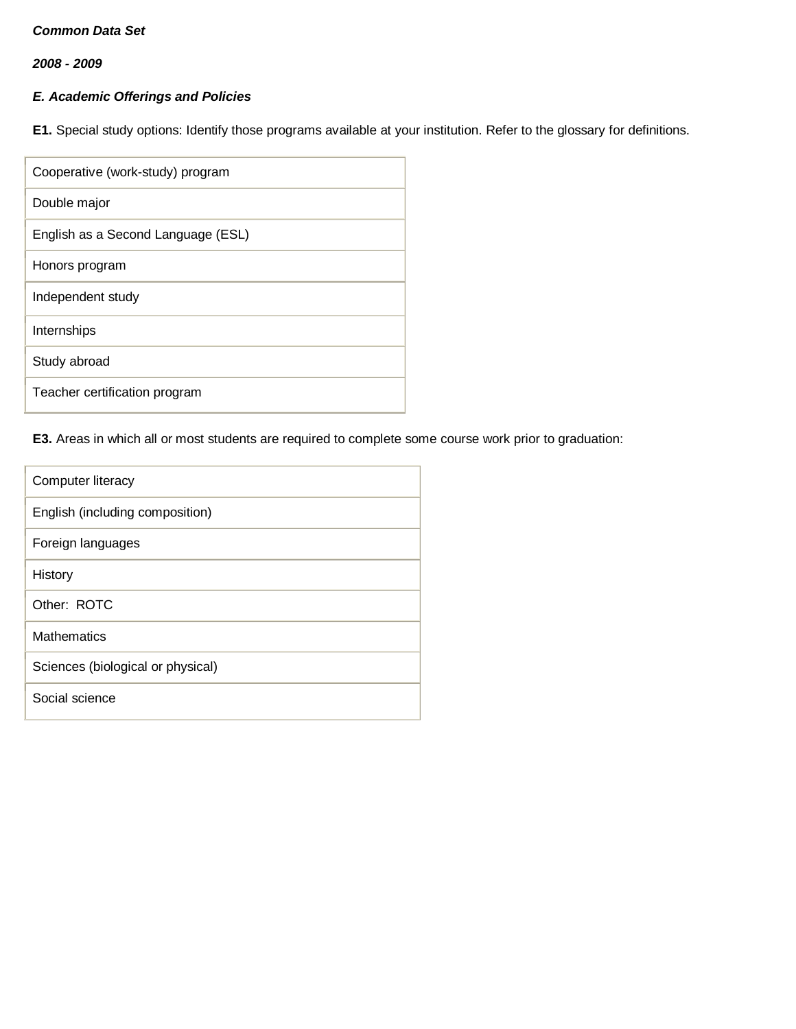***Common Data Set***

***2008 - 2009***

***E. Academic Offerings and Policies***

**E1.** Special study options: Identify those programs available at your institution. Refer to the glossary for definitions.

| |
|---|
| Cooperative (work-study) program |
| Double major |
| English as a Second Language (ESL) |
| Honors program |
| Independent study |
| Internships |
| Study abroad |
| Teacher certification program |

**E3.** Areas in which all or most students are required to complete some course work prior to graduation:

| |
|---|
| Computer literacy |
| English (including composition) |
| Foreign languages |
| History |
| Other:  ROTC |
| Mathematics |
| Sciences (biological or physical) |
| Social science |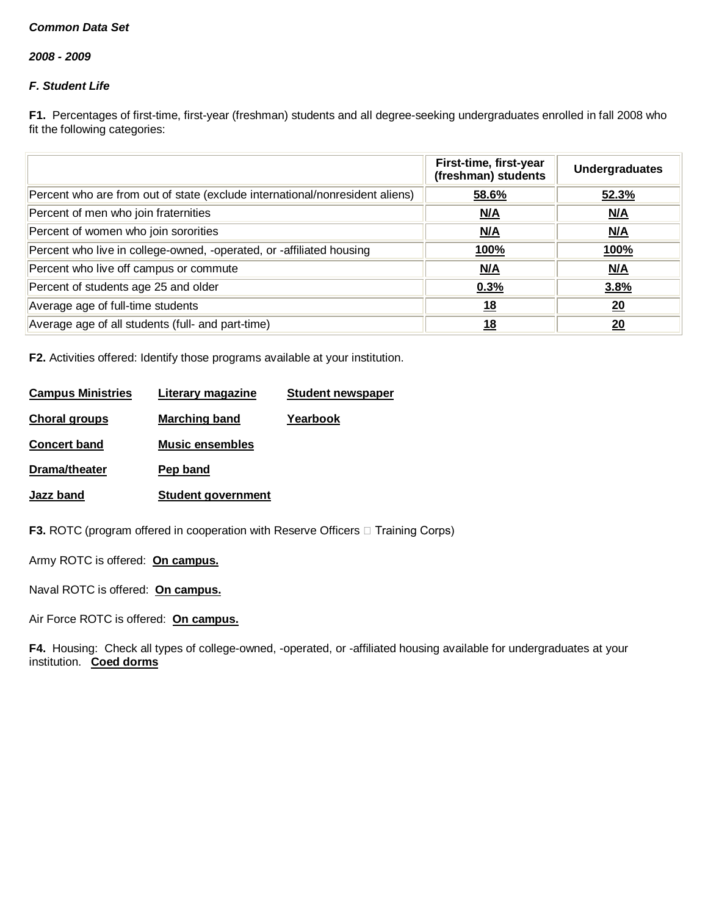***Common Data Set***

***2008 - 2009***

***F. Student Life***

**F1.** Percentages of first-time, first-year (freshman) students and all degree-seeking undergraduates enrolled in fall 2008 who fit the following categories:

| | First-time, first-year (freshman) students | Undergraduates |
|---|---|---|
| Percent who are from out of state (exclude international/nonresident aliens) | 58.6% | 52.3% |
| Percent of men who join fraternities | N/A | N/A |
| Percent of women who join sororities | N/A | N/A |
| Percent who live in college-owned, -operated, or -affiliated housing | 100% | 100% |
| Percent who live off campus or commute | N/A | N/A |
| Percent of students age 25 and older | 0.3% | 3.8% |
| Average age of full-time students | 18 | 20 |
| Average age of all students (full- and part-time) | 18 | 20 |

**F2.** Activities offered: Identify those programs available at your institution.

**Campus Ministries**

**Choral groups**

**Concert band**

**Drama/theater**

**Jazz band**

**Literary magazine**

**Marching band**

**Music ensembles**

**Pep band**

**Student government**

**Student newspaper**

**Yearbook**

**F3.** ROTC (program offered in cooperation with Reserve Officers Training Corps)

Army ROTC is offered: **On campus.**

Naval ROTC is offered: **On campus.**

Air Force ROTC is offered: **On campus.**

**F4.** Housing: Check all types of college-owned, -operated, or -affiliated housing available for undergraduates at your institution. **Coed dorms**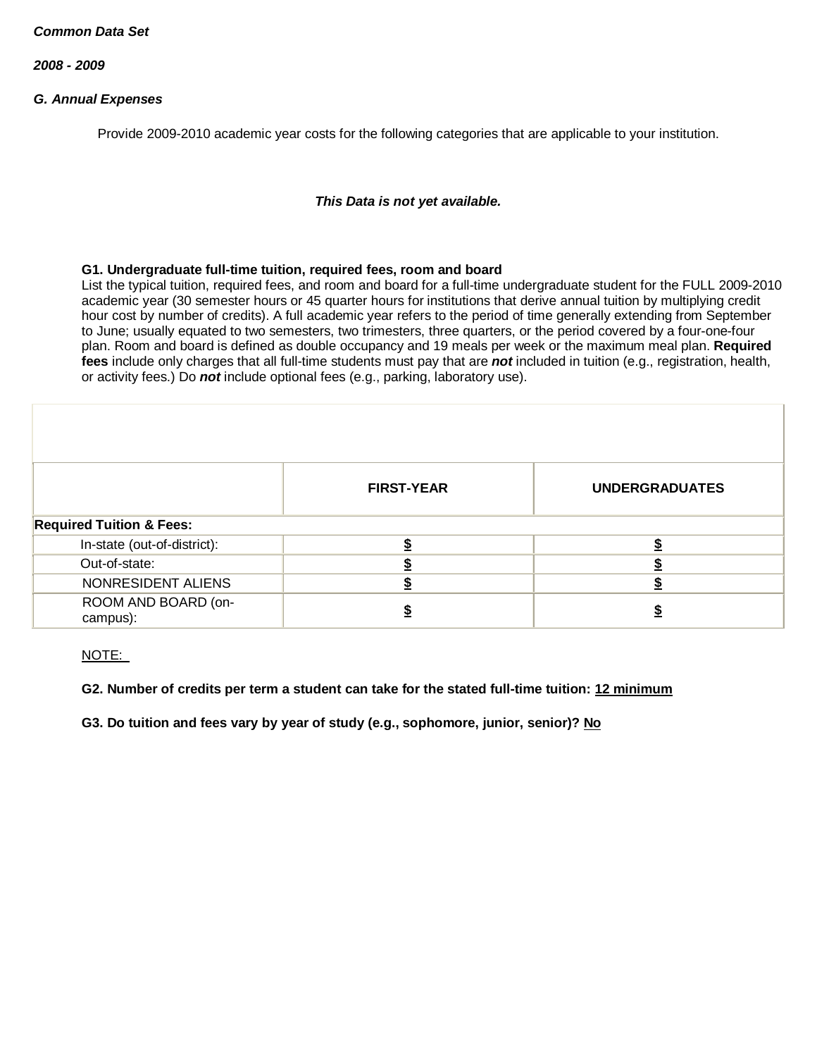*Common Data Set*

*2008 - 2009*

*G. Annual Expenses*

Provide 2009-2010 academic year costs for the following categories that are applicable to your institution.

***This Data is not yet available.***

**G1. Undergraduate full-time tuition, required fees, room and board**
List the typical tuition, required fees, and room and board for a full-time undergraduate student for the FULL 2009-2010 academic year (30 semester hours or 45 quarter hours for institutions that derive annual tuition by multiplying credit hour cost by number of credits). A full academic year refers to the period of time generally extending from September to June; usually equated to two semesters, two trimesters, three quarters, or the period covered by a four-one-four plan. Room and board is defined as double occupancy and 19 meals per week or the maximum meal plan. **Required fees** include only charges that all full-time students must pay that are ***not*** included in tuition (e.g., registration, health, or activity fees.) Do ***not*** include optional fees (e.g., parking, laboratory use).

| | FIRST-YEAR | UNDERGRADUATES |
|---|---|---|
| **Required Tuition & Fees:** | | |
| In-state (out-of-district): | $ | $ |
| Out-of-state: | $ | $ |
| NONRESIDENT ALIENS | $ | $ |
| ROOM AND BOARD (on-campus): | $ | $ |

NOTE:

**G2. Number of credits per term a student can take for the stated full-time tuition: 12 minimum**

**G3. Do tuition and fees vary by year of study (e.g., sophomore, junior, senior)? No**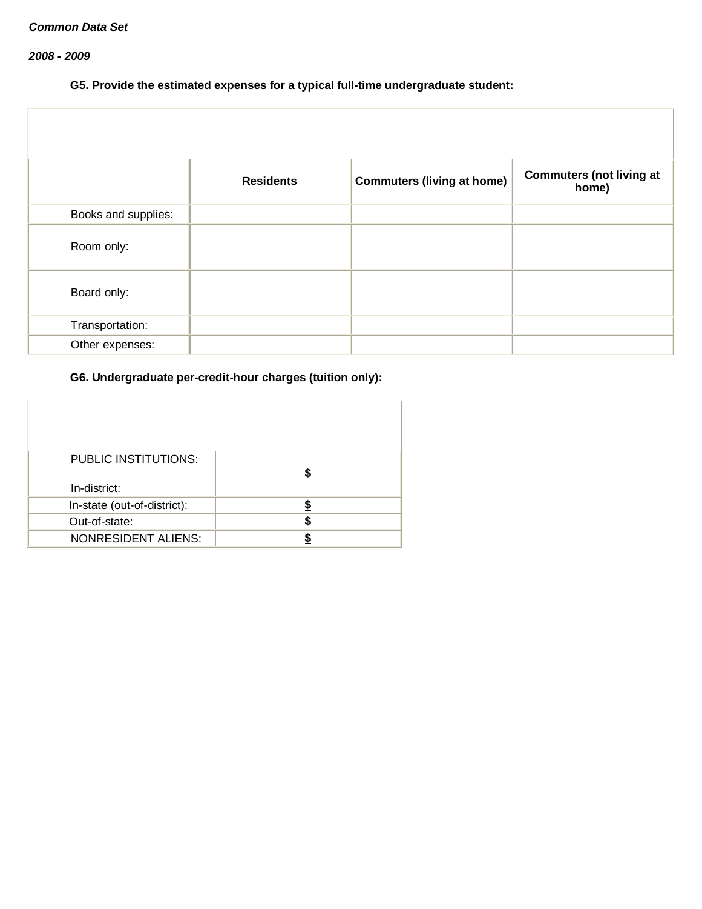*Common Data Set*

*2008 - 2009*

**G5. Provide the estimated expenses for a typical full-time undergraduate student:**

| | **Residents** | **Commuters (living at home)** | **Commuters (not living at home)** |
|---|---|---|---|
| Books and supplies: | | | |
| Room only: | | | |
| Board only: | | | |
| Transportation: | | | |
| Other expenses: | | | |

**G6. Undergraduate per-credit-hour charges (tuition only):**

| | |
|---|---|
| PUBLIC INSTITUTIONS: In-district: | $ |
| In-state (out-of-district): | $ |
| Out-of-state: | $ |
| NONRESIDENT ALIENS: | $ |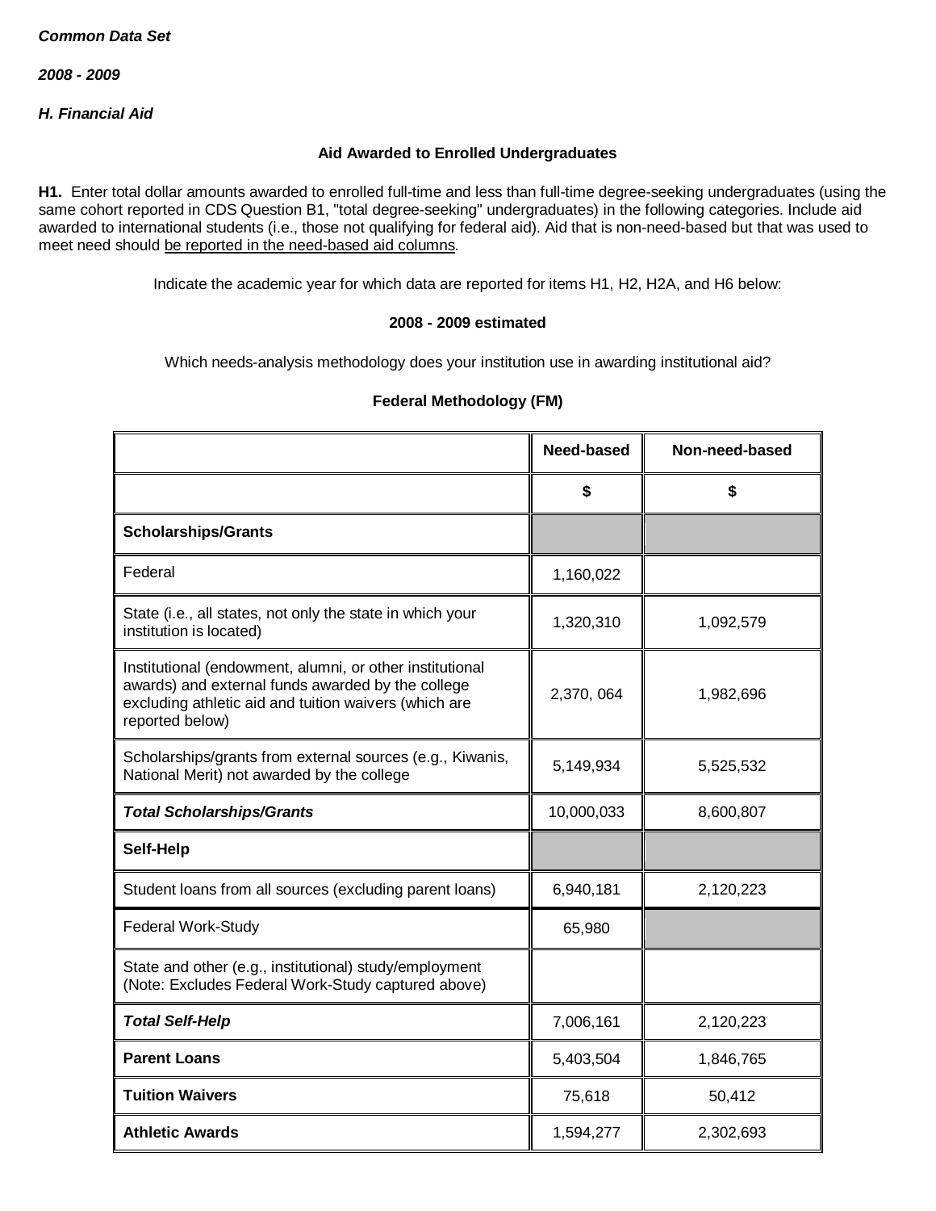***Common Data Set***

***2008 - 2009***

***H. Financial Aid***

**Aid Awarded to Enrolled Undergraduates**

**H1.** Enter total dollar amounts awarded to enrolled full-time and less than full-time degree-seeking undergraduates (using the same cohort reported in CDS Question B1, "total degree-seeking" undergraduates) in the following categories. Include aid awarded to international students (i.e., those not qualifying for federal aid). Aid that is non-need-based but that was used to meet need should be reported in the need-based aid columns.

Indicate the academic year for which data are reported for items H1, H2, H2A, and H6 below:

**2008 - 2009 estimated**

Which needs-analysis methodology does your institution use in awarding institutional aid?

**Federal Methodology (FM)**

| | **Need-based** | **Non-need-based** |
|---|---|---|
| | **$** | **$** |
| **Scholarships/Grants** | | |
| Federal | 1,160,022 | |
| State (i.e., all states, not only the state in which your institution is located) | 1,320,310 | 1,092,579 |
| Institutional (endowment, alumni, or other institutional awards) and external funds awarded by the college excluding athletic aid and tuition waivers (which are reported below) | 2,370, 064 | 1,982,696 |
| Scholarships/grants from external sources (e.g., Kiwanis, National Merit) not awarded by the college | 5,149,934 | 5,525,532 |
| ***Total Scholarships/Grants*** | 10,000,033 | 8,600,807 |
| **Self-Help** | | |
| Student loans from all sources (excluding parent loans) | 6,940,181 | 2,120,223 |
| Federal Work-Study | 65,980 | |
| State and other (e.g., institutional) study/employment (Note: Excludes Federal Work-Study captured above) | | |
| ***Total Self-Help*** | 7,006,161 | 2,120,223 |
| **Parent Loans** | 5,403,504 | 1,846,765 |
| **Tuition Waivers** | 75,618 | 50,412 |
| **Athletic Awards** | 1,594,277 | 2,302,693 |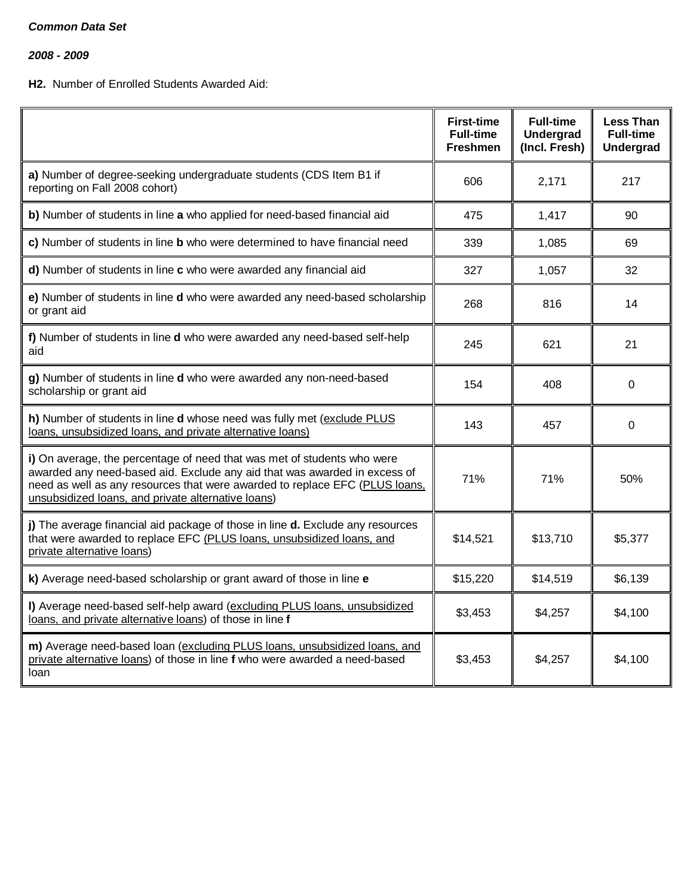***Common Data Set***

***2008 - 2009***

**H2.** Number of Enrolled Students Awarded Aid:

| | First-time Full-time Freshmen | Full-time Undergrad (Incl. Fresh) | Less Than Full-time Undergrad |
|---|---|---|---|
| **a)** Number of degree-seeking undergraduate students (CDS Item B1 if reporting on Fall 2008 cohort) | 606 | 2,171 | 217 |
| **b)** Number of students in line **a** who applied for need-based financial aid | 475 | 1,417 | 90 |
| **c)** Number of students in line **b** who were determined to have financial need | 339 | 1,085 | 69 |
| **d)** Number of students in line **c** who were awarded any financial aid | 327 | 1,057 | 32 |
| **e)** Number of students in line **d** who were awarded any need-based scholarship or grant aid | 268 | 816 | 14 |
| **f)** Number of students in line **d** who were awarded any need-based self-help aid | 245 | 621 | 21 |
| **g)** Number of students in line **d** who were awarded any non-need-based scholarship or grant aid | 154 | 408 | 0 |
| **h)** Number of students in line **d** whose need was fully met (exclude PLUS loans, unsubsidized loans, and private alternative loans) | 143 | 457 | 0 |
| **i)** On average, the percentage of need that was met of students who were awarded any need-based aid. Exclude any aid that was awarded in excess of need as well as any resources that were awarded to replace EFC (PLUS loans, unsubsidized loans, and private alternative loans) | 71% | 71% | 50% |
| **j)** The average financial aid package of those in line **d.** Exclude any resources that were awarded to replace EFC (PLUS loans, unsubsidized loans, and private alternative loans) | $14,521 | $13,710 | $5,377 |
| **k)** Average need-based scholarship or grant award of those in line **e** | $15,220 | $14,519 | $6,139 |
| **l)** Average need-based self-help award (excluding PLUS loans, unsubsidized loans, and private alternative loans) of those in line **f** | $3,453 | $4,257 | $4,100 |
| **m)** Average need-based loan (excluding PLUS loans, unsubsidized loans, and private alternative loans) of those in line **f** who were awarded a need-based loan | $3,453 | $4,257 | $4,100 |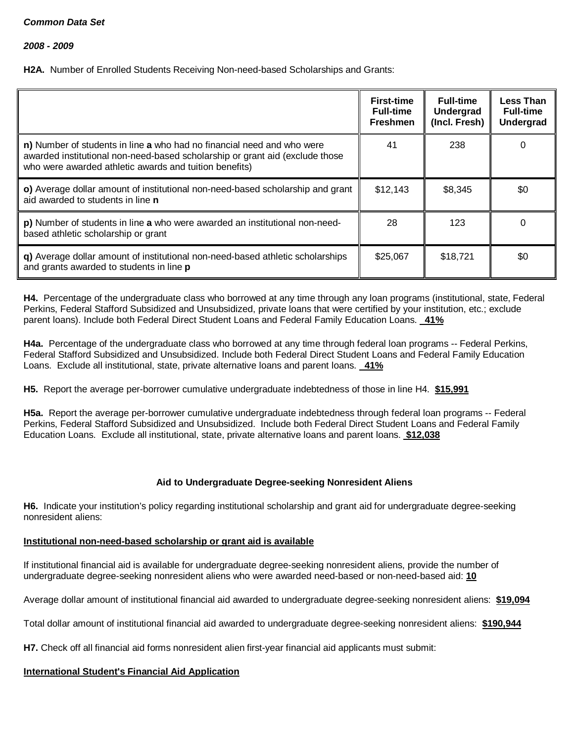***Common Data Set***

***2008 - 2009***

**H2A.** Number of Enrolled Students Receiving Non-need-based Scholarships and Grants:

| | First-time Full-time Freshmen | Full-time Undergrad (Incl. Fresh) | Less Than Full-time Undergrad |
|---|---|---|---|
| **n)** Number of students in line **a** who had no financial need and who were awarded institutional non-need-based scholarship or grant aid (exclude those who were awarded athletic awards and tuition benefits) | 41 | 238 | 0 |
| **o)** Average dollar amount of institutional non-need-based scholarship and grant aid awarded to students in line **n** | $12,143 | $8,345 | $0 |
| **p)** Number of students in line **a** who were awarded an institutional non-need-based athletic scholarship or grant | 28 | 123 | 0 |
| **q)** Average dollar amount of institutional non-need-based athletic scholarships and grants awarded to students in line **p** | $25,067 | $18,721 | $0 |

**H4.** Percentage of the undergraduate class who borrowed at any time through any loan programs (institutional, state, Federal Perkins, Federal Stafford Subsidized and Unsubsidized, private loans that were certified by your institution, etc.; exclude parent loans). Include both Federal Direct Student Loans and Federal Family Education Loans. **41%**

**H4a.** Percentage of the undergraduate class who borrowed at any time through federal loan programs -- Federal Perkins, Federal Stafford Subsidized and Unsubsidized. Include both Federal Direct Student Loans and Federal Family Education Loans. Exclude all institutional, state, private alternative loans and parent loans. **41%**

**H5.** Report the average per-borrower cumulative undergraduate indebtedness of those in line H4. **$15,991**

**H5a.** Report the average per-borrower cumulative undergraduate indebtedness through federal loan programs -- Federal Perkins, Federal Stafford Subsidized and Unsubsidized. Include both Federal Direct Student Loans and Federal Family Education Loans. Exclude all institutional, state, private alternative loans and parent loans. **$12,038**

**Aid to Undergraduate Degree-seeking Nonresident Aliens**

**H6.** Indicate your institution's policy regarding institutional scholarship and grant aid for undergraduate degree-seeking nonresident aliens:

**Institutional non-need-based scholarship or grant aid is available**

If institutional financial aid is available for undergraduate degree-seeking nonresident aliens, provide the number of undergraduate degree-seeking nonresident aliens who were awarded need-based or non-need-based aid: **10**

Average dollar amount of institutional financial aid awarded to undergraduate degree-seeking nonresident aliens: **$19,094**

Total dollar amount of institutional financial aid awarded to undergraduate degree-seeking nonresident aliens: **$190,944**

**H7.** Check off all financial aid forms nonresident alien first-year financial aid applicants must submit:

**International Student's Financial Aid Application**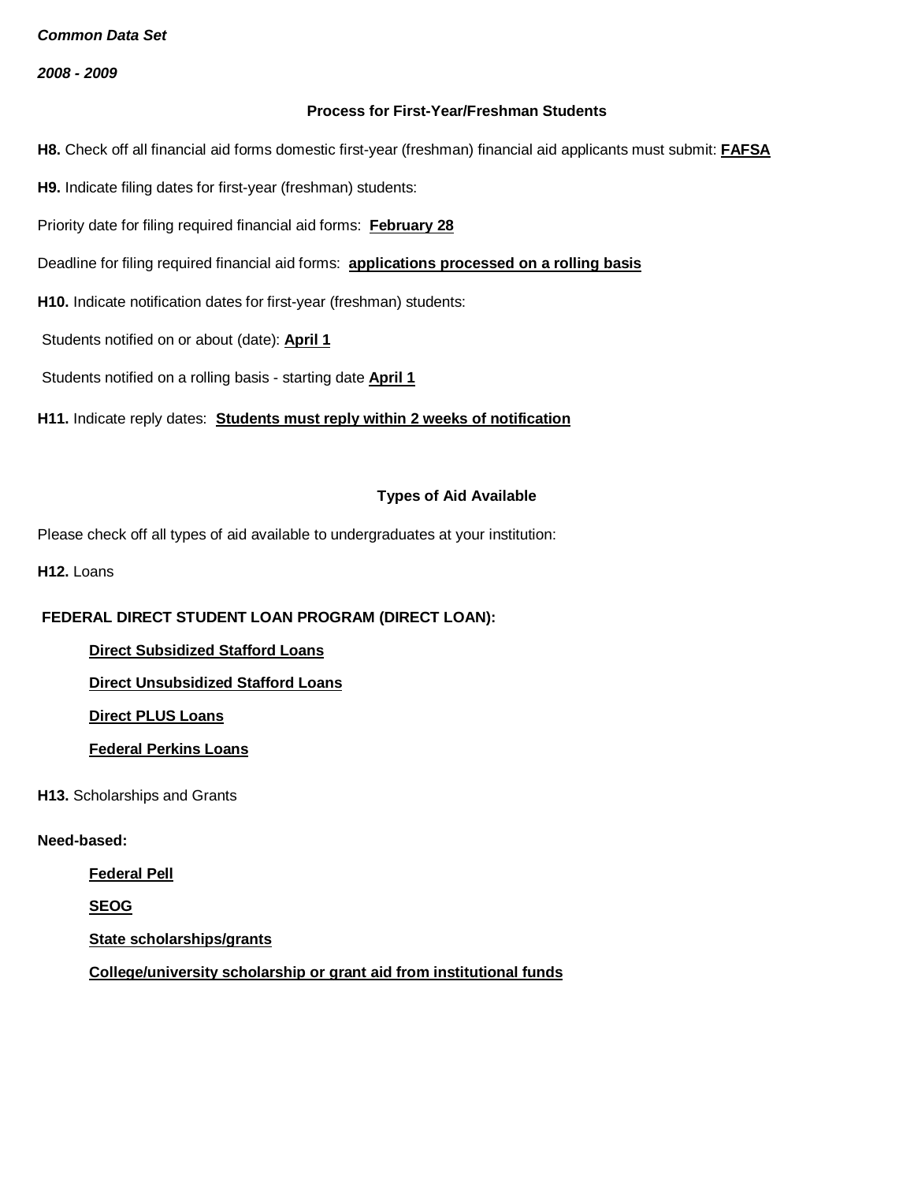***Common Data Set***

***2008 - 2009***

**Process for First-Year/Freshman Students**

**H8.** Check off all financial aid forms domestic first-year (freshman) financial aid applicants must submit: **FAFSA**

**H9.** Indicate filing dates for first-year (freshman) students:

Priority date for filing required financial aid forms: **February 28**

Deadline for filing required financial aid forms: **applications processed on a rolling basis**

**H10.** Indicate notification dates for first-year (freshman) students:

Students notified on or about (date): **April 1**

Students notified on a rolling basis - starting date **April 1**

**H11.** Indicate reply dates: **Students must reply within 2 weeks of notification**

**Types of Aid Available**

Please check off all types of aid available to undergraduates at your institution:

**H12.** Loans

**FEDERAL DIRECT STUDENT LOAN PROGRAM (DIRECT LOAN):**

- **Direct Subsidized Stafford Loans**
- **Direct Unsubsidized Stafford Loans**
- **Direct PLUS Loans**
- **Federal Perkins Loans**

**H13.** Scholarships and Grants

**Need-based:**

- **Federal Pell**
- **SEOG**
- **State scholarships/grants**
- **College/university scholarship or grant aid from institutional funds**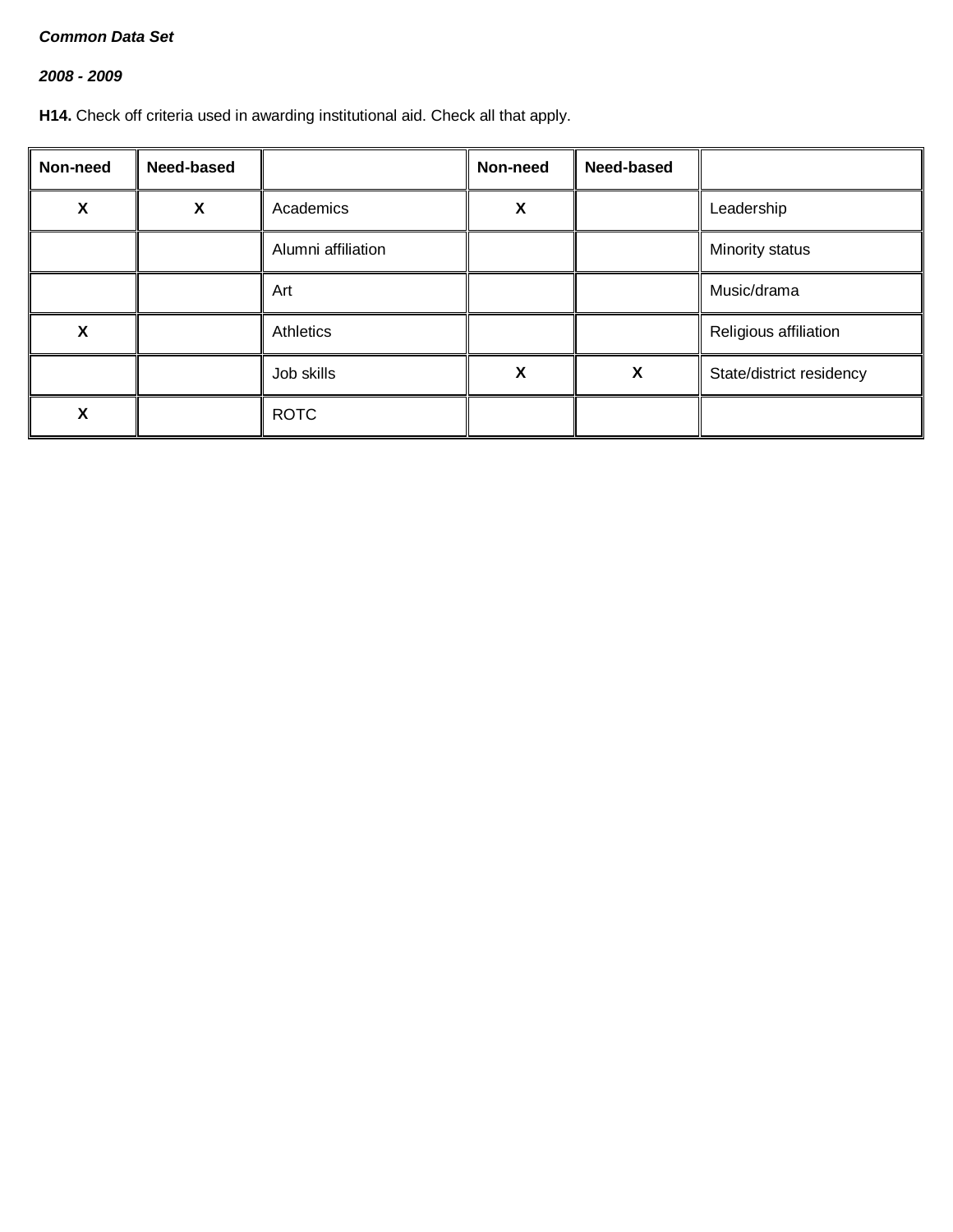***Common Data Set***

***2008 - 2009***

**H14.** Check off criteria used in awarding institutional aid. Check all that apply.

| Non-need | Need-based | | Non-need | Need-based | |
|---|---|---|---|---|---|
| X | X | Academics | X | | Leadership |
| | | Alumni affiliation | | | Minority status |
| | | Art | | | Music/drama |
| X | | Athletics | | | Religious affiliation |
| | | Job skills | X | X | State/district residency |
| X | | ROTC | | | |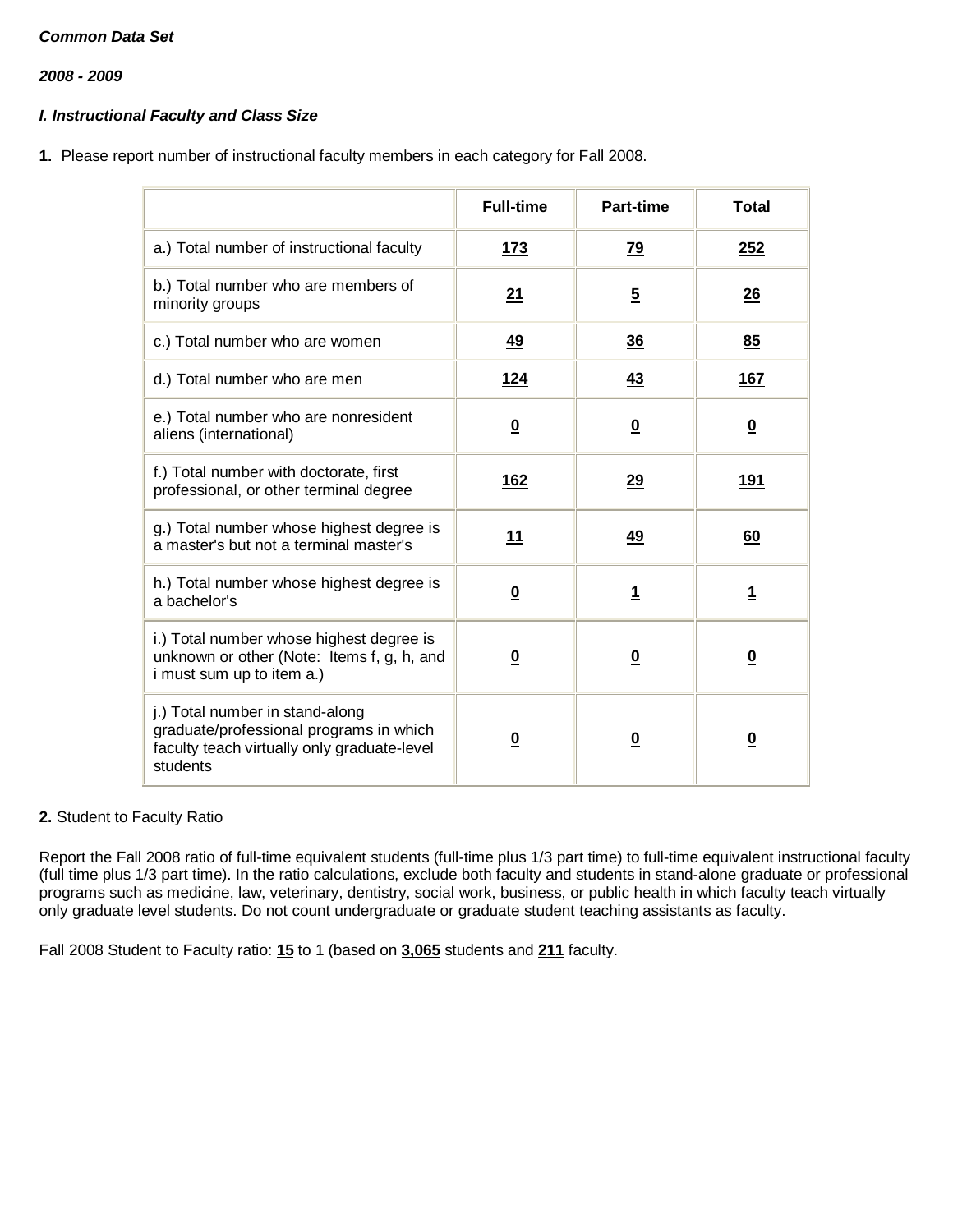*Common Data Set*

*2008 - 2009*

***I. Instructional Faculty and Class Size***

**1.** Please report number of instructional faculty members in each category for Fall 2008.

| | Full-time | Part-time | Total |
|---|---|---|---|
| a.) Total number of instructional faculty | **173** | **79** | **252** |
| b.) Total number who are members of minority groups | **21** | **5** | **26** |
| c.) Total number who are women | **49** | **36** | **85** |
| d.) Total number who are men | **124** | **43** | **167** |
| e.) Total number who are nonresident aliens (international) | **0** | **0** | **0** |
| f.) Total number with doctorate, first professional, or other terminal degree | **162** | **29** | **191** |
| g.) Total number whose highest degree is a master's but not a terminal master's | **11** | **49** | **60** |
| h.) Total number whose highest degree is a bachelor's | **0** | **1** | **1** |
| i.) Total number whose highest degree is unknown or other (Note: Items f, g, h, and i must sum up to item a.) | **0** | **0** | **0** |
| j.) Total number in stand-along graduate/professional programs in which faculty teach virtually only graduate-level students | **0** | **0** | **0** |

**2.** Student to Faculty Ratio

Report the Fall 2008 ratio of full-time equivalent students (full-time plus 1/3 part time) to full-time equivalent instructional faculty (full time plus 1/3 part time). In the ratio calculations, exclude both faculty and students in stand-alone graduate or professional programs such as medicine, law, veterinary, dentistry, social work, business, or public health in which faculty teach virtually only graduate level students. Do not count undergraduate or graduate student teaching assistants as faculty.

Fall 2008 Student to Faculty ratio: **15** to 1 (based on **3,065** students and **211** faculty.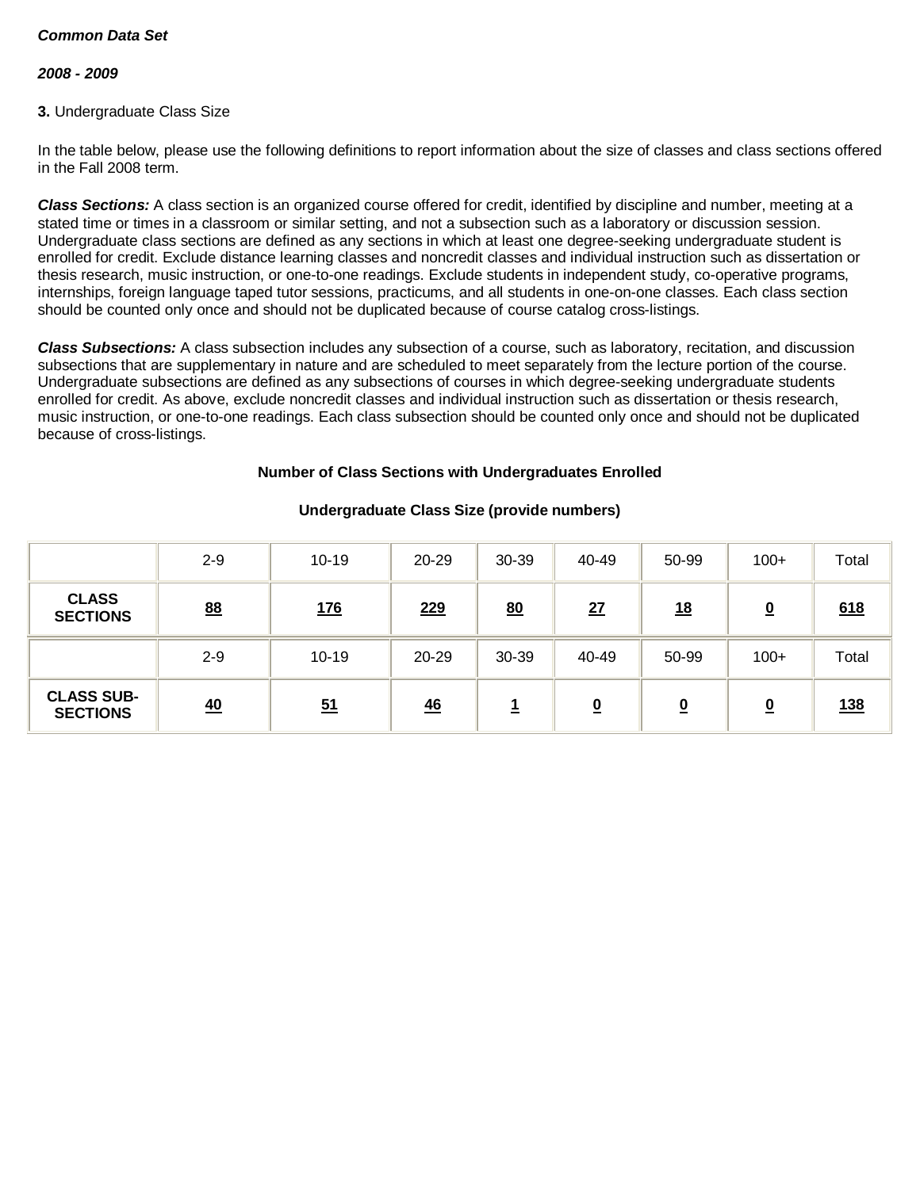***Common Data Set***

***2008 - 2009***

**3.** Undergraduate Class Size

In the table below, please use the following definitions to report information about the size of classes and class sections offered in the Fall 2008 term.

***Class Sections:*** A class section is an organized course offered for credit, identified by discipline and number, meeting at a stated time or times in a classroom or similar setting, and not a subsection such as a laboratory or discussion session. Undergraduate class sections are defined as any sections in which at least one degree-seeking undergraduate student is enrolled for credit. Exclude distance learning classes and noncredit classes and individual instruction such as dissertation or thesis research, music instruction, or one-to-one readings. Exclude students in independent study, co-operative programs, internships, foreign language taped tutor sessions, practicums, and all students in one-on-one classes. Each class section should be counted only once and should not be duplicated because of course catalog cross-listings.

***Class Subsections:*** A class subsection includes any subsection of a course, such as laboratory, recitation, and discussion subsections that are supplementary in nature and are scheduled to meet separately from the lecture portion of the course. Undergraduate subsections are defined as any subsections of courses in which degree-seeking undergraduate students enrolled for credit. As above, exclude noncredit classes and individual instruction such as dissertation or thesis research, music instruction, or one-to-one readings. Each class subsection should be counted only once and should not be duplicated because of cross-listings.

**Number of Class Sections with Undergraduates Enrolled**

**Undergraduate Class Size (provide numbers)**

| | 2-9 | 10-19 | 20-29 | 30-39 | 40-49 | 50-99 | 100+ | Total |
|---|---|---|---|---|---|---|---|---|
| **CLASS SECTIONS** | **88** | **176** | **229** | **80** | **27** | **18** | **0** | **618** |
| | 2-9 | 10-19 | 20-29 | 30-39 | 40-49 | 50-99 | 100+ | Total |
| **CLASS SUB-SECTIONS** | **40** | **51** | **46** | **1** | **0** | **0** | **0** | **138** |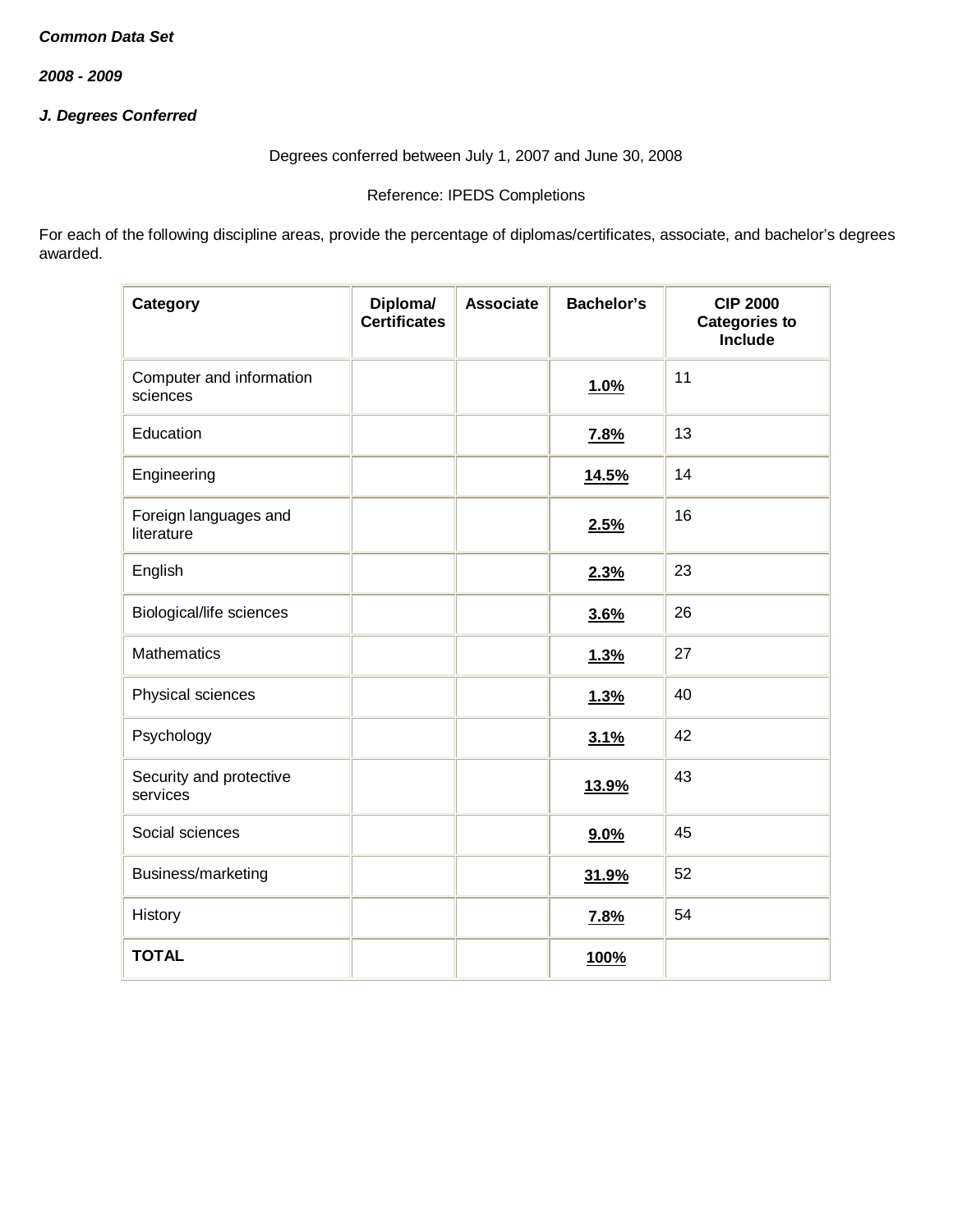***Common Data Set***

***2008 - 2009***

***J. Degrees Conferred***

Degrees conferred between July 1, 2007 and June 30, 2008

Reference: IPEDS Completions

For each of the following discipline areas, provide the percentage of diplomas/certificates, associate, and bachelor's degrees awarded.

| Category | Diploma/ Certificates | Associate | Bachelor's | CIP 2000 Categories to Include |
|---|---|---|---|---|
| Computer and information sciences | | | 1.0% | 11 |
| Education | | | 7.8% | 13 |
| Engineering | | | 14.5% | 14 |
| Foreign languages and literature | | | 2.5% | 16 |
| English | | | 2.3% | 23 |
| Biological/life sciences | | | 3.6% | 26 |
| Mathematics | | | 1.3% | 27 |
| Physical sciences | | | 1.3% | 40 |
| Psychology | | | 3.1% | 42 |
| Security and protective services | | | 13.9% | 43 |
| Social sciences | | | 9.0% | 45 |
| Business/marketing | | | 31.9% | 52 |
| History | | | 7.8% | 54 |
| **TOTAL** | | | 100% | |